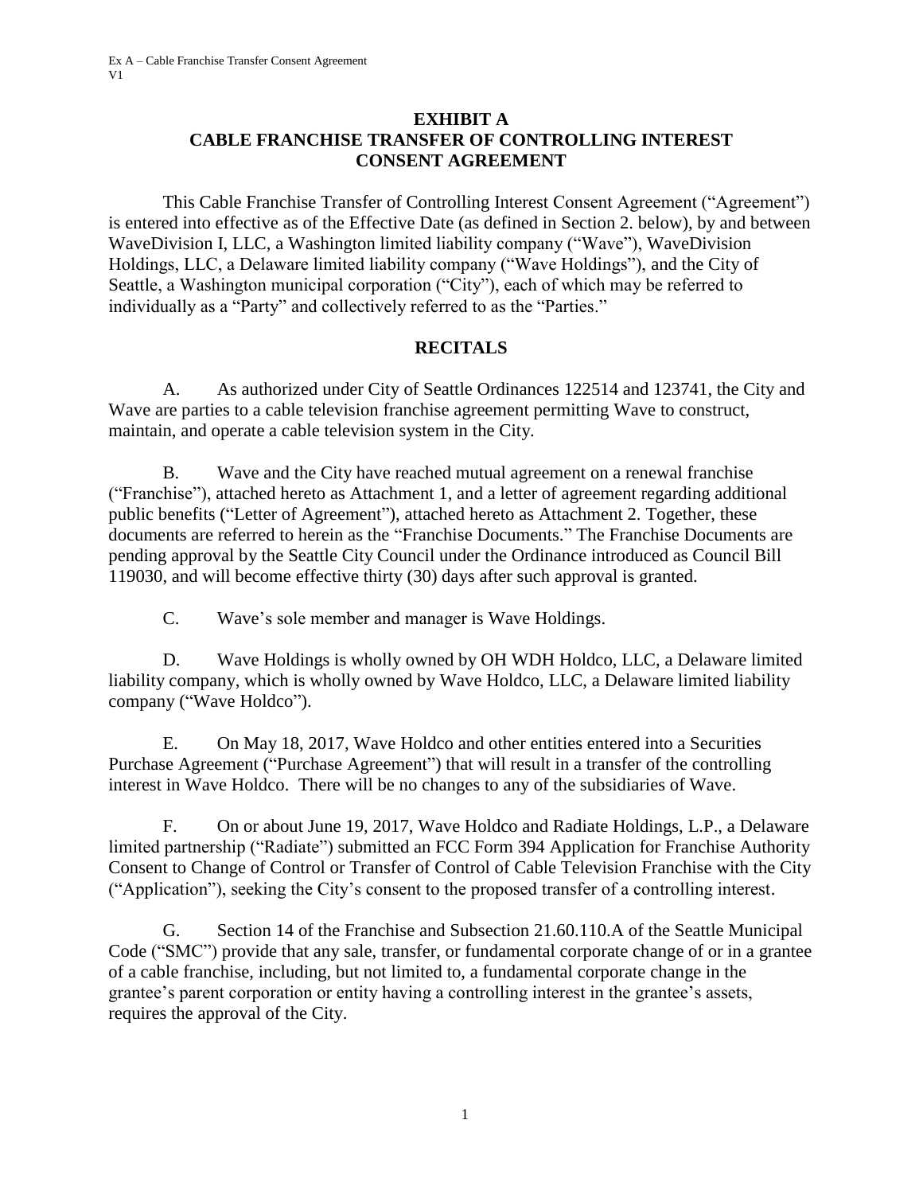# EXHIBIT A
# CABLE FRANCHISE TRANSFER OF CONTROLLING INTEREST CONSENT AGREEMENT

This Cable Franchise Transfer of Controlling Interest Consent Agreement ("Agreement") is entered into effective as of the Effective Date (as defined in Section 2. below), by and between WaveDivision I, LLC, a Washington limited liability company ("Wave"), WaveDivision Holdings, LLC, a Delaware limited liability company ("Wave Holdings"), and the City of Seattle, a Washington municipal corporation ("City"), each of which may be referred to individually as a "Party" and collectively referred to as the "Parties."

## RECITALS

A. As authorized under City of Seattle Ordinances 122514 and 123741, the City and Wave are parties to a cable television franchise agreement permitting Wave to construct, maintain, and operate a cable television system in the City.

B. Wave and the City have reached mutual agreement on a renewal franchise ("Franchise"), attached hereto as Attachment 1, and a letter of agreement regarding additional public benefits ("Letter of Agreement"), attached hereto as Attachment 2. Together, these documents are referred to herein as the "Franchise Documents." The Franchise Documents are pending approval by the Seattle City Council under the Ordinance introduced as Council Bill 119030, and will become effective thirty (30) days after such approval is granted.

C. Wave's sole member and manager is Wave Holdings.

D. Wave Holdings is wholly owned by OH WDH Holdco, LLC, a Delaware limited liability company, which is wholly owned by Wave Holdco, LLC, a Delaware limited liability company ("Wave Holdco").

E. On May 18, 2017, Wave Holdco and other entities entered into a Securities Purchase Agreement ("Purchase Agreement") that will result in a transfer of the controlling interest in Wave Holdco. There will be no changes to any of the subsidiaries of Wave.

F. On or about June 19, 2017, Wave Holdco and Radiate Holdings, L.P., a Delaware limited partnership ("Radiate") submitted an FCC Form 394 Application for Franchise Authority Consent to Change of Control or Transfer of Control of Cable Television Franchise with the City ("Application"), seeking the City's consent to the proposed transfer of a controlling interest.

G. Section 14 of the Franchise and Subsection 21.60.110.A of the Seattle Municipal Code ("SMC") provide that any sale, transfer, or fundamental corporate change of or in a grantee of a cable franchise, including, but not limited to, a fundamental corporate change in the grantee's parent corporation or entity having a controlling interest in the grantee's assets, requires the approval of the City.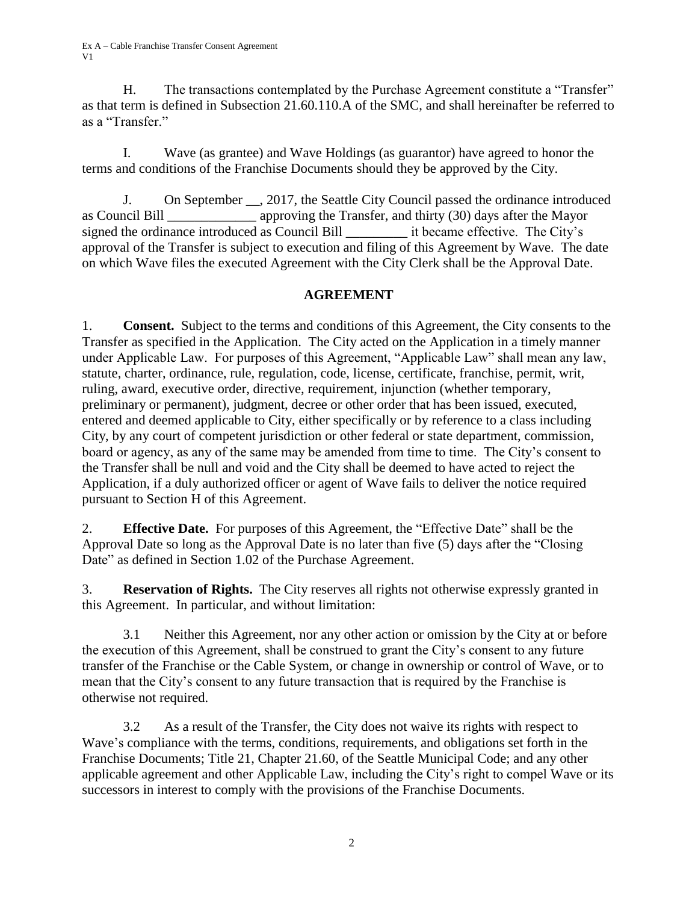H. The transactions contemplated by the Purchase Agreement constitute a "Transfer" as that term is defined in Subsection 21.60.110.A of the SMC, and shall hereinafter be referred to as a "Transfer."

I. Wave (as grantee) and Wave Holdings (as guarantor) have agreed to honor the terms and conditions of the Franchise Documents should they be approved by the City.

J. On September __, 2017, the Seattle City Council passed the ordinance introduced as Council Bill _____________ approving the Transfer, and thirty (30) days after the Mayor signed the ordinance introduced as Council Bill _________ it became effective. The City's approval of the Transfer is subject to execution and filing of this Agreement by Wave. The date on which Wave files the executed Agreement with the City Clerk shall be the Approval Date.

## AGREEMENT

1. **Consent.** Subject to the terms and conditions of this Agreement, the City consents to the Transfer as specified in the Application. The City acted on the Application in a timely manner under Applicable Law. For purposes of this Agreement, "Applicable Law" shall mean any law, statute, charter, ordinance, rule, regulation, code, license, certificate, franchise, permit, writ, ruling, award, executive order, directive, requirement, injunction (whether temporary, preliminary or permanent), judgment, decree or other order that has been issued, executed, entered and deemed applicable to City, either specifically or by reference to a class including City, by any court of competent jurisdiction or other federal or state department, commission, board or agency, as any of the same may be amended from time to time. The City's consent to the Transfer shall be null and void and the City shall be deemed to have acted to reject the Application, if a duly authorized officer or agent of Wave fails to deliver the notice required pursuant to Section H of this Agreement.

2. **Effective Date.** For purposes of this Agreement, the "Effective Date" shall be the Approval Date so long as the Approval Date is no later than five (5) days after the "Closing Date" as defined in Section 1.02 of the Purchase Agreement.

3. **Reservation of Rights.** The City reserves all rights not otherwise expressly granted in this Agreement. In particular, and without limitation:

3.1 Neither this Agreement, nor any other action or omission by the City at or before the execution of this Agreement, shall be construed to grant the City's consent to any future transfer of the Franchise or the Cable System, or change in ownership or control of Wave, or to mean that the City's consent to any future transaction that is required by the Franchise is otherwise not required.

3.2 As a result of the Transfer, the City does not waive its rights with respect to Wave's compliance with the terms, conditions, requirements, and obligations set forth in the Franchise Documents; Title 21, Chapter 21.60, of the Seattle Municipal Code; and any other applicable agreement and other Applicable Law, including the City's right to compel Wave or its successors in interest to comply with the provisions of the Franchise Documents.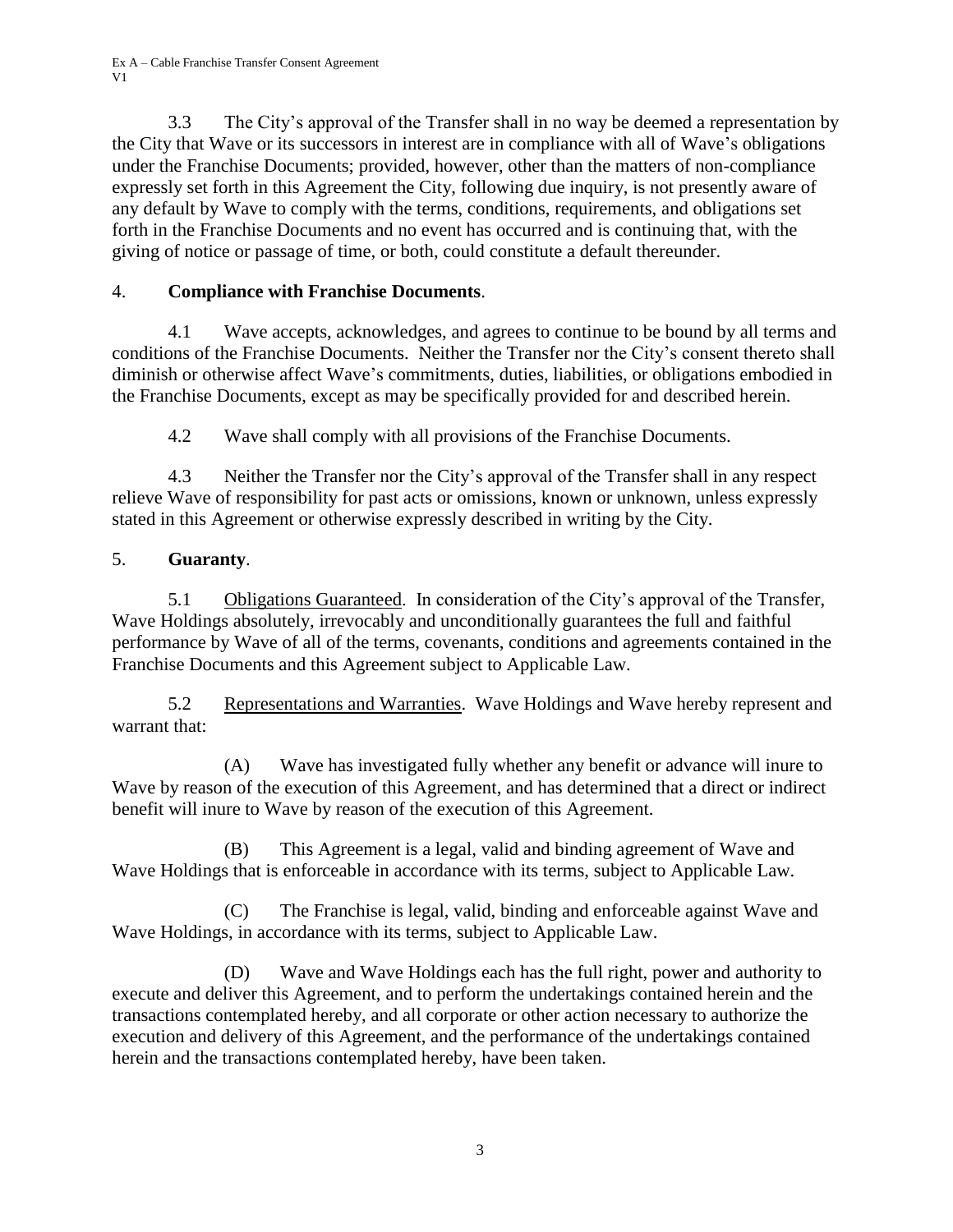3.3 The City's approval of the Transfer shall in no way be deemed a representation by the City that Wave or its successors in interest are in compliance with all of Wave's obligations under the Franchise Documents; provided, however, other than the matters of non-compliance expressly set forth in this Agreement the City, following due inquiry, is not presently aware of any default by Wave to comply with the terms, conditions, requirements, and obligations set forth in the Franchise Documents and no event has occurred and is continuing that, with the giving of notice or passage of time, or both, could constitute a default thereunder.

4. **Compliance with Franchise Documents**.

4.1 Wave accepts, acknowledges, and agrees to continue to be bound by all terms and conditions of the Franchise Documents. Neither the Transfer nor the City's consent thereto shall diminish or otherwise affect Wave's commitments, duties, liabilities, or obligations embodied in the Franchise Documents, except as may be specifically provided for and described herein.

4.2 Wave shall comply with all provisions of the Franchise Documents.

4.3 Neither the Transfer nor the City's approval of the Transfer shall in any respect relieve Wave of responsibility for past acts or omissions, known or unknown, unless expressly stated in this Agreement or otherwise expressly described in writing by the City.

5. **Guaranty**.

5.1 Obligations Guaranteed. In consideration of the City's approval of the Transfer, Wave Holdings absolutely, irrevocably and unconditionally guarantees the full and faithful performance by Wave of all of the terms, covenants, conditions and agreements contained in the Franchise Documents and this Agreement subject to Applicable Law.

5.2 Representations and Warranties. Wave Holdings and Wave hereby represent and warrant that:

(A) Wave has investigated fully whether any benefit or advance will inure to Wave by reason of the execution of this Agreement, and has determined that a direct or indirect benefit will inure to Wave by reason of the execution of this Agreement.

(B) This Agreement is a legal, valid and binding agreement of Wave and Wave Holdings that is enforceable in accordance with its terms, subject to Applicable Law.

(C) The Franchise is legal, valid, binding and enforceable against Wave and Wave Holdings, in accordance with its terms, subject to Applicable Law.

(D) Wave and Wave Holdings each has the full right, power and authority to execute and deliver this Agreement, and to perform the undertakings contained herein and the transactions contemplated hereby, and all corporate or other action necessary to authorize the execution and delivery of this Agreement, and the performance of the undertakings contained herein and the transactions contemplated hereby, have been taken.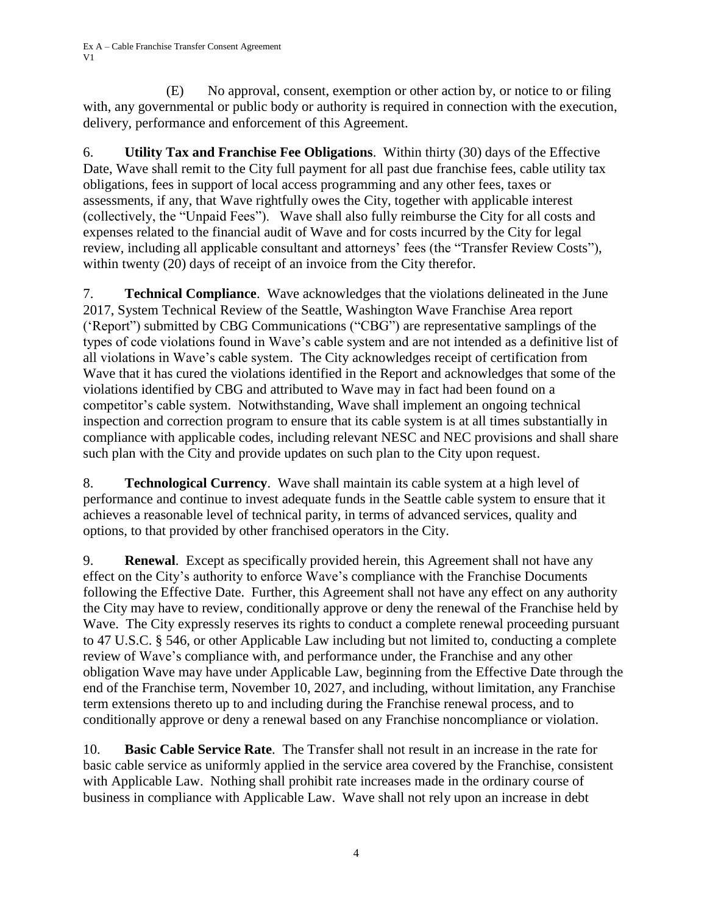(E) No approval, consent, exemption or other action by, or notice to or filing with, any governmental or public body or authority is required in connection with the execution, delivery, performance and enforcement of this Agreement.

6. **Utility Tax and Franchise Fee Obligations**. Within thirty (30) days of the Effective Date, Wave shall remit to the City full payment for all past due franchise fees, cable utility tax obligations, fees in support of local access programming and any other fees, taxes or assessments, if any, that Wave rightfully owes the City, together with applicable interest (collectively, the "Unpaid Fees"). Wave shall also fully reimburse the City for all costs and expenses related to the financial audit of Wave and for costs incurred by the City for legal review, including all applicable consultant and attorneys' fees (the "Transfer Review Costs"), within twenty (20) days of receipt of an invoice from the City therefor.

7. **Technical Compliance**. Wave acknowledges that the violations delineated in the June 2017, System Technical Review of the Seattle, Washington Wave Franchise Area report ('Report") submitted by CBG Communications ("CBG") are representative samplings of the types of code violations found in Wave's cable system and are not intended as a definitive list of all violations in Wave's cable system. The City acknowledges receipt of certification from Wave that it has cured the violations identified in the Report and acknowledges that some of the violations identified by CBG and attributed to Wave may in fact had been found on a competitor's cable system. Notwithstanding, Wave shall implement an ongoing technical inspection and correction program to ensure that its cable system is at all times substantially in compliance with applicable codes, including relevant NESC and NEC provisions and shall share such plan with the City and provide updates on such plan to the City upon request.

8. **Technological Currency**. Wave shall maintain its cable system at a high level of performance and continue to invest adequate funds in the Seattle cable system to ensure that it achieves a reasonable level of technical parity, in terms of advanced services, quality and options, to that provided by other franchised operators in the City.

9. **Renewal**. Except as specifically provided herein, this Agreement shall not have any effect on the City's authority to enforce Wave's compliance with the Franchise Documents following the Effective Date. Further, this Agreement shall not have any effect on any authority the City may have to review, conditionally approve or deny the renewal of the Franchise held by Wave. The City expressly reserves its rights to conduct a complete renewal proceeding pursuant to 47 U.S.C. § 546, or other Applicable Law including but not limited to, conducting a complete review of Wave's compliance with, and performance under, the Franchise and any other obligation Wave may have under Applicable Law, beginning from the Effective Date through the end of the Franchise term, November 10, 2027, and including, without limitation, any Franchise term extensions thereto up to and including during the Franchise renewal process, and to conditionally approve or deny a renewal based on any Franchise noncompliance or violation.

10. **Basic Cable Service Rate**. The Transfer shall not result in an increase in the rate for basic cable service as uniformly applied in the service area covered by the Franchise, consistent with Applicable Law. Nothing shall prohibit rate increases made in the ordinary course of business in compliance with Applicable Law. Wave shall not rely upon an increase in debt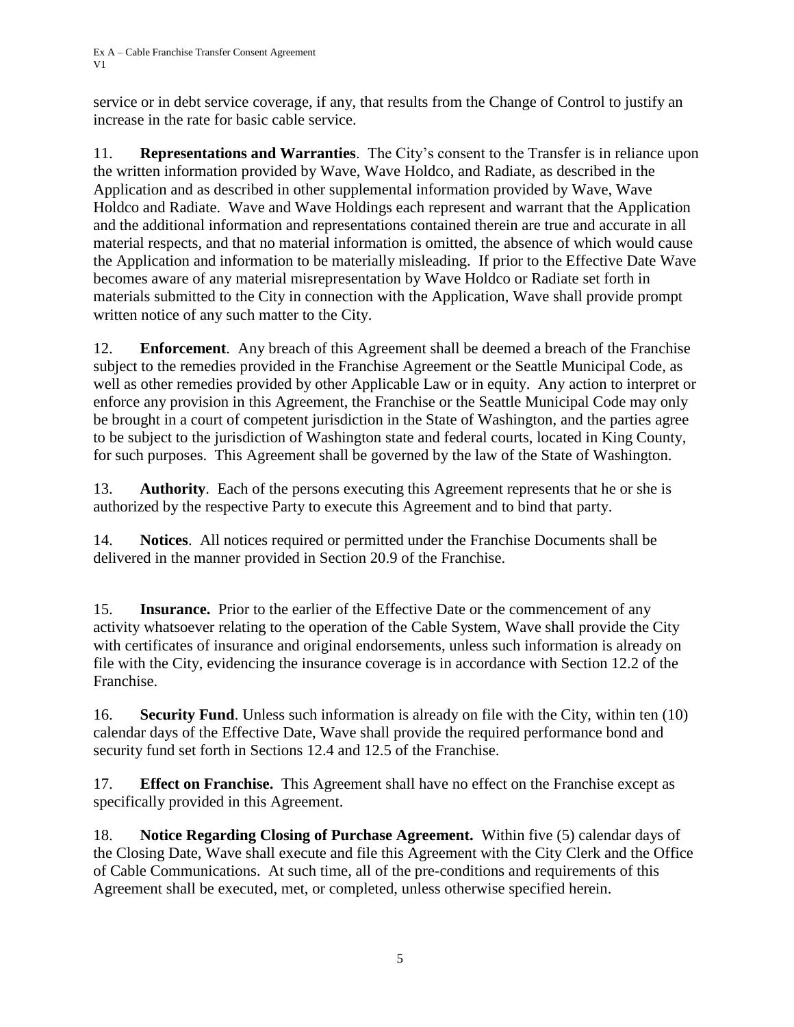service or in debt service coverage, if any, that results from the Change of Control to justify an increase in the rate for basic cable service.

11. **Representations and Warranties**. The City's consent to the Transfer is in reliance upon the written information provided by Wave, Wave Holdco, and Radiate, as described in the Application and as described in other supplemental information provided by Wave, Wave Holdco and Radiate. Wave and Wave Holdings each represent and warrant that the Application and the additional information and representations contained therein are true and accurate in all material respects, and that no material information is omitted, the absence of which would cause the Application and information to be materially misleading. If prior to the Effective Date Wave becomes aware of any material misrepresentation by Wave Holdco or Radiate set forth in materials submitted to the City in connection with the Application, Wave shall provide prompt written notice of any such matter to the City.

12. **Enforcement**. Any breach of this Agreement shall be deemed a breach of the Franchise subject to the remedies provided in the Franchise Agreement or the Seattle Municipal Code, as well as other remedies provided by other Applicable Law or in equity. Any action to interpret or enforce any provision in this Agreement, the Franchise or the Seattle Municipal Code may only be brought in a court of competent jurisdiction in the State of Washington, and the parties agree to be subject to the jurisdiction of Washington state and federal courts, located in King County, for such purposes. This Agreement shall be governed by the law of the State of Washington.

13. **Authority**. Each of the persons executing this Agreement represents that he or she is authorized by the respective Party to execute this Agreement and to bind that party.

14. **Notices**. All notices required or permitted under the Franchise Documents shall be delivered in the manner provided in Section 20.9 of the Franchise.

15. **Insurance.** Prior to the earlier of the Effective Date or the commencement of any activity whatsoever relating to the operation of the Cable System, Wave shall provide the City with certificates of insurance and original endorsements, unless such information is already on file with the City, evidencing the insurance coverage is in accordance with Section 12.2 of the Franchise.

16. **Security Fund**. Unless such information is already on file with the City, within ten (10) calendar days of the Effective Date, Wave shall provide the required performance bond and security fund set forth in Sections 12.4 and 12.5 of the Franchise.

17. **Effect on Franchise.** This Agreement shall have no effect on the Franchise except as specifically provided in this Agreement.

18. **Notice Regarding Closing of Purchase Agreement.** Within five (5) calendar days of the Closing Date, Wave shall execute and file this Agreement with the City Clerk and the Office of Cable Communications. At such time, all of the pre-conditions and requirements of this Agreement shall be executed, met, or completed, unless otherwise specified herein.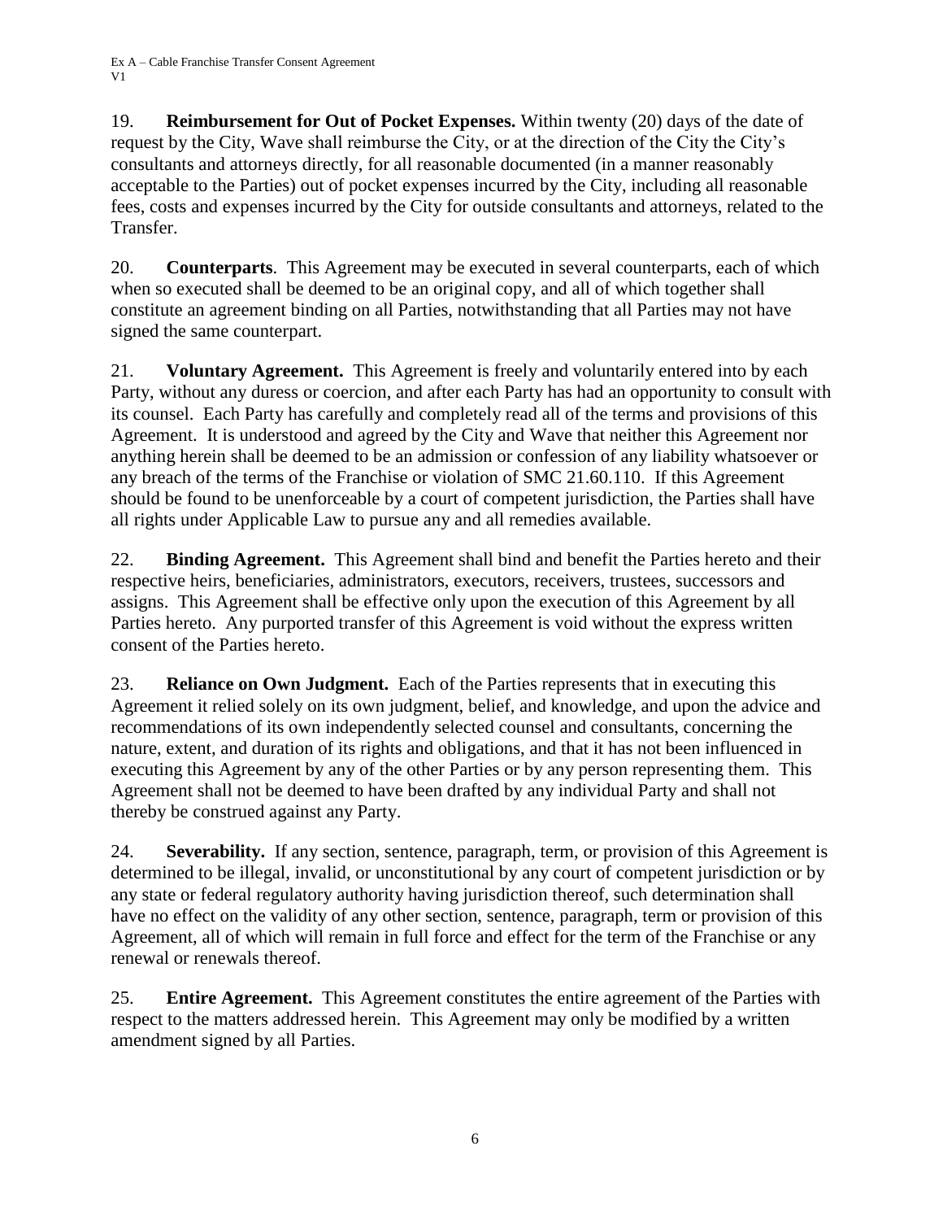19. **Reimbursement for Out of Pocket Expenses.** Within twenty (20) days of the date of request by the City, Wave shall reimburse the City, or at the direction of the City the City's consultants and attorneys directly, for all reasonable documented (in a manner reasonably acceptable to the Parties) out of pocket expenses incurred by the City, including all reasonable fees, costs and expenses incurred by the City for outside consultants and attorneys, related to the Transfer.

20. **Counterparts**. This Agreement may be executed in several counterparts, each of which when so executed shall be deemed to be an original copy, and all of which together shall constitute an agreement binding on all Parties, notwithstanding that all Parties may not have signed the same counterpart.

21. **Voluntary Agreement.** This Agreement is freely and voluntarily entered into by each Party, without any duress or coercion, and after each Party has had an opportunity to consult with its counsel. Each Party has carefully and completely read all of the terms and provisions of this Agreement. It is understood and agreed by the City and Wave that neither this Agreement nor anything herein shall be deemed to be an admission or confession of any liability whatsoever or any breach of the terms of the Franchise or violation of SMC 21.60.110. If this Agreement should be found to be unenforceable by a court of competent jurisdiction, the Parties shall have all rights under Applicable Law to pursue any and all remedies available.

22. **Binding Agreement.** This Agreement shall bind and benefit the Parties hereto and their respective heirs, beneficiaries, administrators, executors, receivers, trustees, successors and assigns. This Agreement shall be effective only upon the execution of this Agreement by all Parties hereto. Any purported transfer of this Agreement is void without the express written consent of the Parties hereto.

23. **Reliance on Own Judgment.** Each of the Parties represents that in executing this Agreement it relied solely on its own judgment, belief, and knowledge, and upon the advice and recommendations of its own independently selected counsel and consultants, concerning the nature, extent, and duration of its rights and obligations, and that it has not been influenced in executing this Agreement by any of the other Parties or by any person representing them. This Agreement shall not be deemed to have been drafted by any individual Party and shall not thereby be construed against any Party.

24. **Severability.** If any section, sentence, paragraph, term, or provision of this Agreement is determined to be illegal, invalid, or unconstitutional by any court of competent jurisdiction or by any state or federal regulatory authority having jurisdiction thereof, such determination shall have no effect on the validity of any other section, sentence, paragraph, term or provision of this Agreement, all of which will remain in full force and effect for the term of the Franchise or any renewal or renewals thereof.

25. **Entire Agreement.** This Agreement constitutes the entire agreement of the Parties with respect to the matters addressed herein. This Agreement may only be modified by a written amendment signed by all Parties.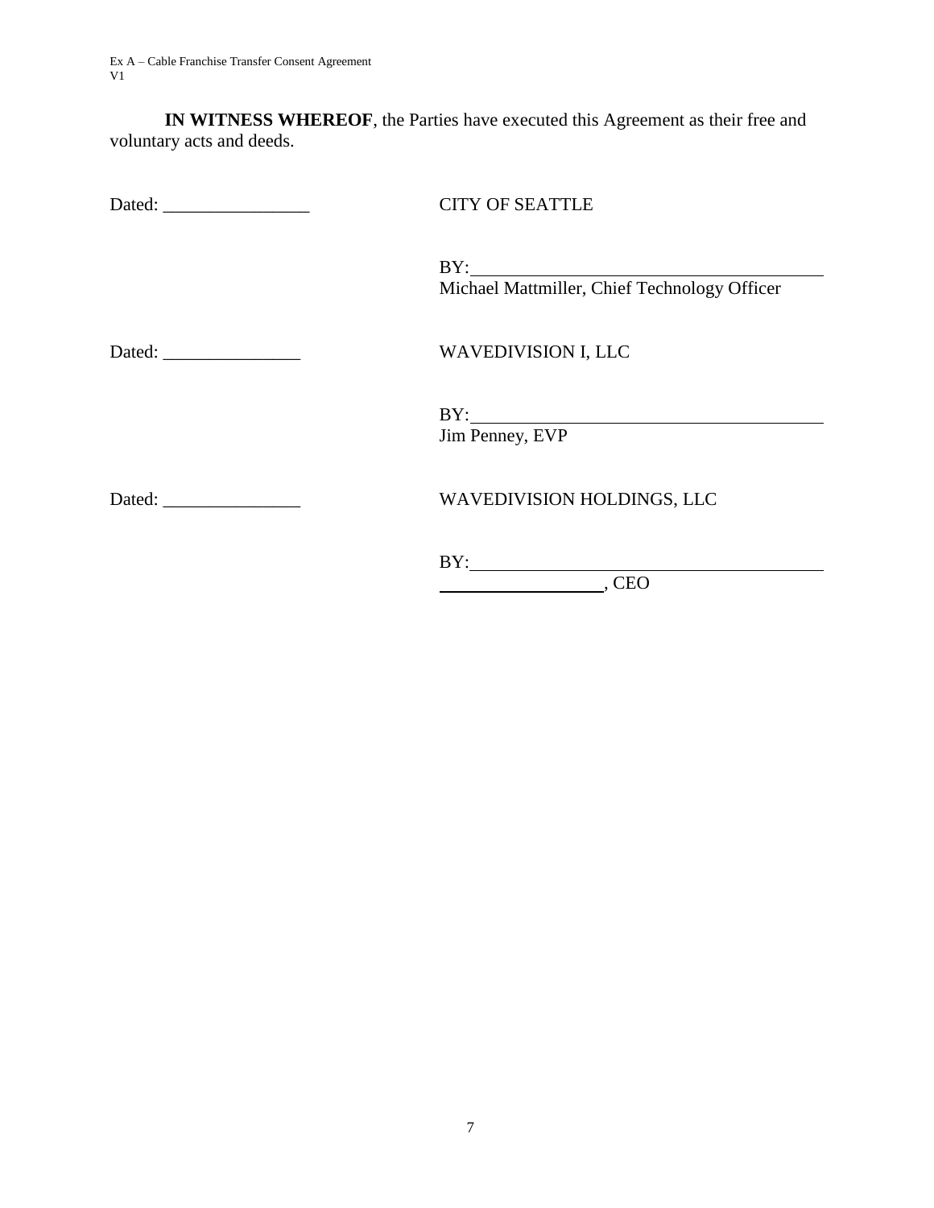**IN WITNESS WHEREOF**, the Parties have executed this Agreement as their free and voluntary acts and deeds.

Dated: ________________ CITY OF SEATTLE

BY:________________________________________
Michael Mattmiller, Chief Technology Officer

Dated: _______________ WAVEDIVISION I, LLC

BY:________________________________________
Jim Penney, EVP

Dated: _______________ WAVEDIVISION HOLDINGS, LLC

BY:________________________________________
___________________, CEO